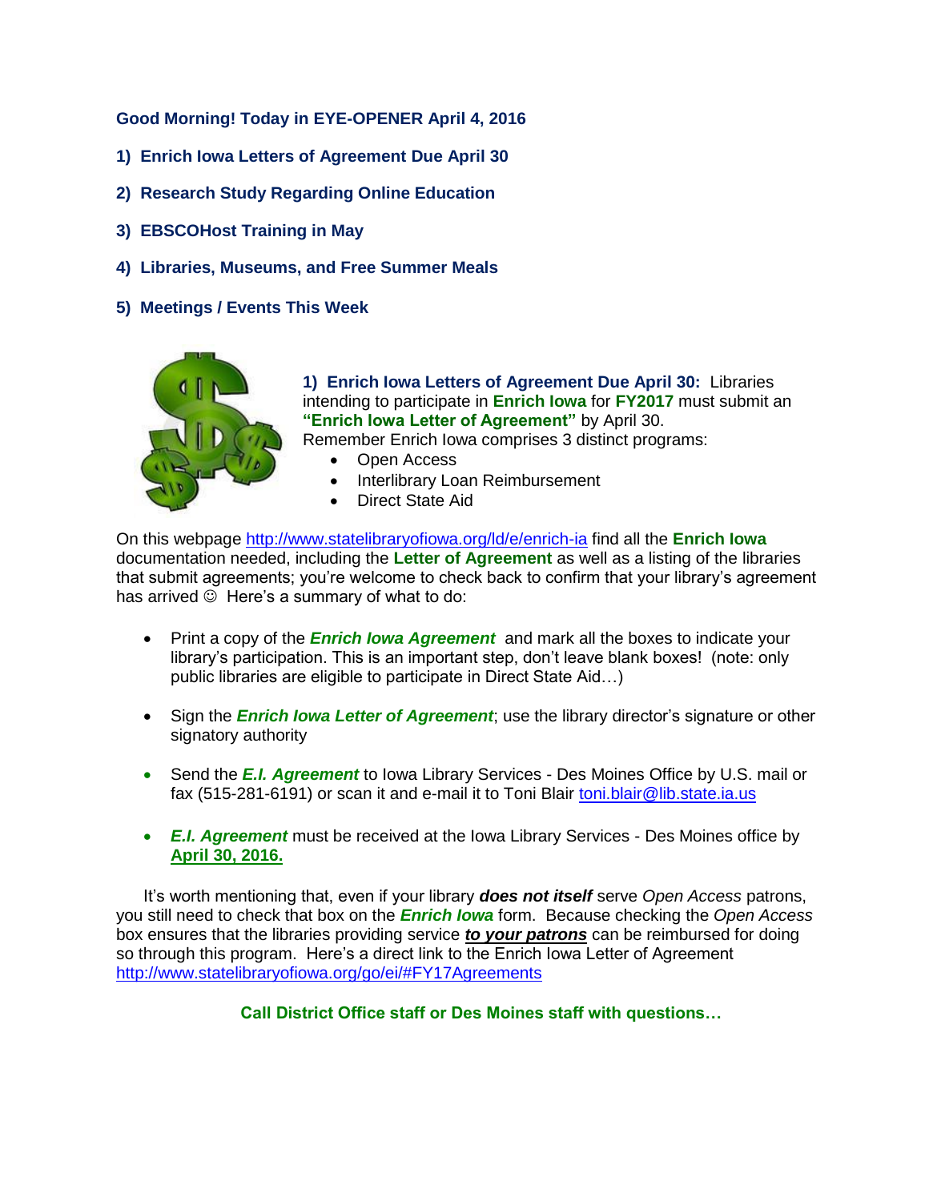**Good Morning! Today in EYE-OPENER April 4, 2016**

**1) Enrich Iowa Letters of Agreement Due April 30**

**2) Research Study Regarding Online Education**

**3) EBSCOHost Training in May**

**4) Libraries, Museums, and Free Summer Meals**

**5) Meetings / Events This Week**

**1) Enrich Iowa Letters of Agreement Due April 30:** Libraries intending to participate in **Enrich Iowa** for **FY2017** must submit an **"Enrich Iowa Letter of Agreement"** by April 30.
Remember Enrich Iowa comprises 3 distinct programs:

- Open Access
- Interlibrary Loan Reimbursement
- Direct State Aid

On this webpage http://www.statelibraryofiowa.org/ld/e/enrich-ia find all the **Enrich Iowa** documentation needed, including the **Letter of Agreement** as well as a listing of the libraries that submit agreements; you're welcome to check back to confirm that your library's agreement has arrived ☺ Here's a summary of what to do:

- Print a copy of the ***Enrich Iowa Agreement*** and mark all the boxes to indicate your library's participation. This is an important step, don't leave blank boxes! (note: only public libraries are eligible to participate in Direct State Aid…)
- Sign the ***Enrich Iowa Letter of Agreement***; use the library director's signature or other signatory authority
- Send the ***E.I. Agreement*** to Iowa Library Services - Des Moines Office by U.S. mail or fax (515-281-6191) or scan it and e-mail it to Toni Blair toni.blair@lib.state.ia.us
- ***E.I. Agreement*** must be received at the Iowa Library Services - Des Moines office by **April 30, 2016.**

It's worth mentioning that, even if your library ***does not itself*** serve *Open Access* patrons, you still need to check that box on the ***Enrich Iowa*** form. Because checking the *Open Access* box ensures that the libraries providing service ***to your patrons*** can be reimbursed for doing so through this program. Here's a direct link to the Enrich Iowa Letter of Agreement http://www.statelibraryofiowa.org/go/ei/#FY17Agreements

**Call District Office staff or Des Moines staff with questions…**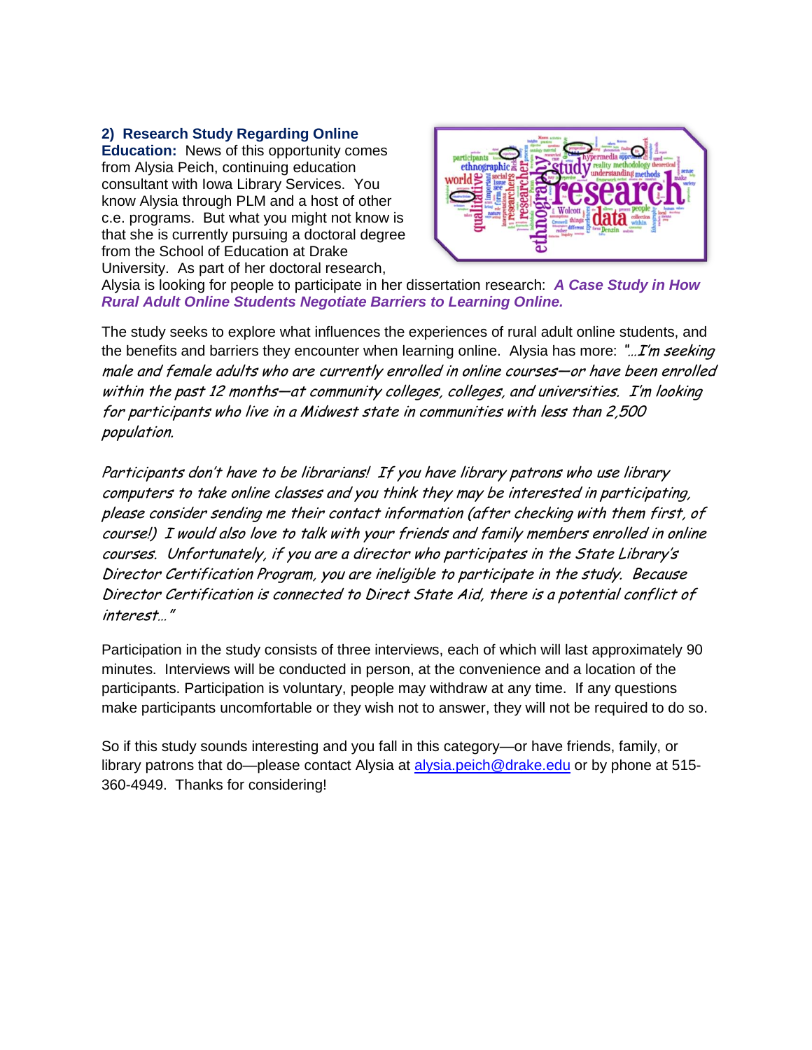**2) Research Study Regarding Online Education:** News of this opportunity comes from Alysia Peich, continuing education consultant with Iowa Library Services. You know Alysia through PLM and a host of other c.e. programs. But what you might not know is that she is currently pursuing a doctoral degree from the School of Education at Drake University. As part of her doctoral research, Alysia is looking for people to participate in her dissertation research: ***A Case Study in How Rural Adult Online Students Negotiate Barriers to Learning Online.***

The study seeks to explore what influences the experiences of rural adult online students, and the benefits and barriers they encounter when learning online. Alysia has more: *"…I'm seeking male and female adults who are currently enrolled in online courses—or have been enrolled within the past 12 months—at community colleges, colleges, and universities. I'm looking for participants who live in a Midwest state in communities with less than 2,500 population.*

*Participants don't have to be librarians! If you have library patrons who use library computers to take online classes and you think they may be interested in participating, please consider sending me their contact information (after checking with them first, of course!) I would also love to talk with your friends and family members enrolled in online courses. Unfortunately, if you are a director who participates in the State Library's Director Certification Program, you are ineligible to participate in the study. Because Director Certification is connected to Direct State Aid, there is a potential conflict of interest…"*

Participation in the study consists of three interviews, each of which will last approximately 90 minutes. Interviews will be conducted in person, at the convenience and a location of the participants. Participation is voluntary, people may withdraw at any time. If any questions make participants uncomfortable or they wish not to answer, they will not be required to do so.

So if this study sounds interesting and you fall in this category—or have friends, family, or library patrons that do—please contact Alysia at alysia.peich@drake.edu or by phone at 515-360-4949. Thanks for considering!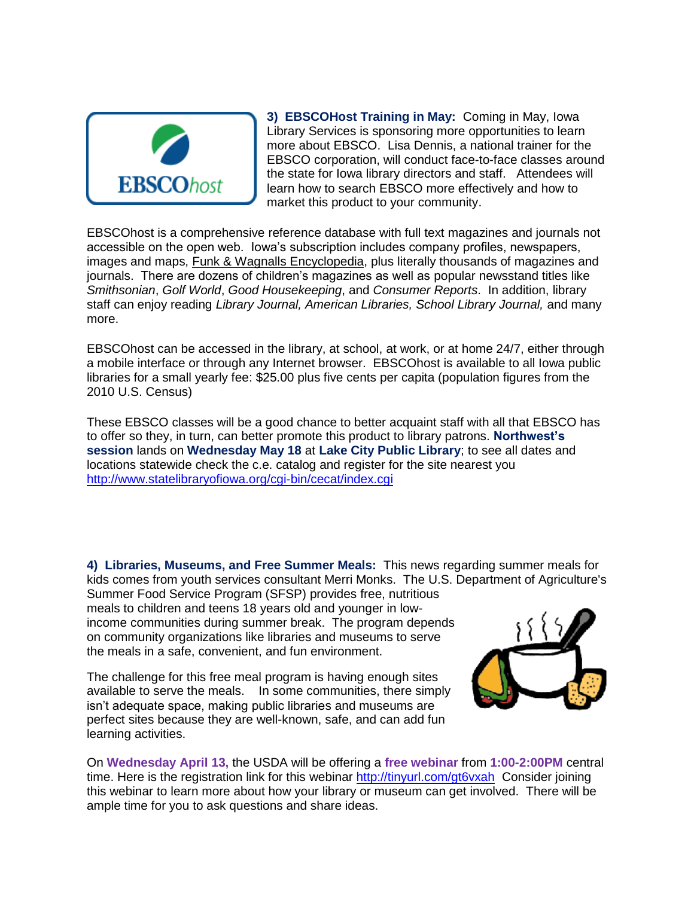**3) EBSCOHost Training in May:** Coming in May, Iowa Library Services is sponsoring more opportunities to learn more about EBSCO. Lisa Dennis, a national trainer for the EBSCO corporation, will conduct face-to-face classes around the state for Iowa library directors and staff. Attendees will learn how to search EBSCO more effectively and how to market this product to your community.

EBSCOhost is a comprehensive reference database with full text magazines and journals not accessible on the open web. Iowa's subscription includes company profiles, newspapers, images and maps, Funk & Wagnalls Encyclopedia, plus literally thousands of magazines and journals. There are dozens of children's magazines as well as popular newsstand titles like *Smithsonian*, *Golf World*, *Good Housekeeping*, and *Consumer Reports*. In addition, library staff can enjoy reading *Library Journal, American Libraries, School Library Journal,* and many more.

EBSCOhost can be accessed in the library, at school, at work, or at home 24/7, either through a mobile interface or through any Internet browser. EBSCOhost is available to all Iowa public libraries for a small yearly fee: $25.00 plus five cents per capita (population figures from the 2010 U.S. Census)

These EBSCO classes will be a good chance to better acquaint staff with all that EBSCO has to offer so they, in turn, can better promote this product to library patrons. **Northwest's session** lands on **Wednesday May 18** at **Lake City Public Library**; to see all dates and locations statewide check the c.e. catalog and register for the site nearest you http://www.statelibraryofiowa.org/cgi-bin/cecat/index.cgi

**4) Libraries, Museums, and Free Summer Meals:** This news regarding summer meals for kids comes from youth services consultant Merri Monks. The U.S. Department of Agriculture's Summer Food Service Program (SFSP) provides free, nutritious meals to children and teens 18 years old and younger in low-income communities during summer break. The program depends on community organizations like libraries and museums to serve the meals in a safe, convenient, and fun environment.

The challenge for this free meal program is having enough sites available to serve the meals. In some communities, there simply isn't adequate space, making public libraries and museums are perfect sites because they are well-known, safe, and can add fun learning activities.

On **Wednesday April 13,** the USDA will be offering a **free webinar** from **1:00-2:00PM** central time. Here is the registration link for this webinar http://tinyurl.com/gt6vxah Consider joining this webinar to learn more about how your library or museum can get involved. There will be ample time for you to ask questions and share ideas.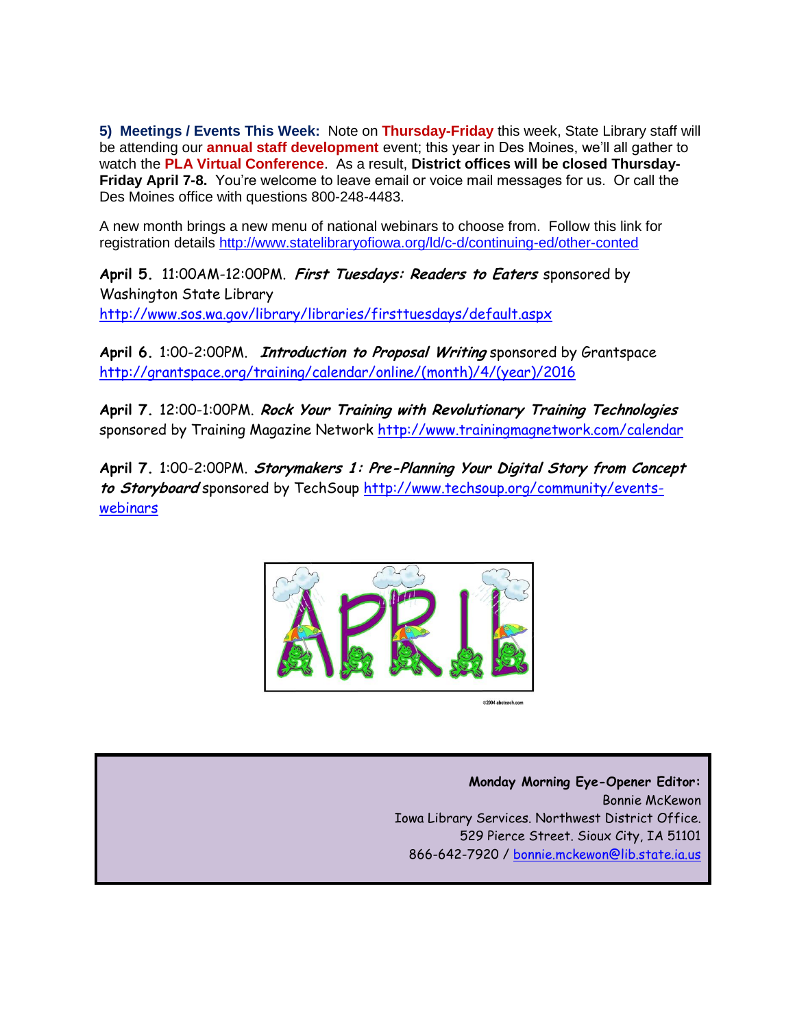**5) Meetings / Events This Week:** Note on **Thursday-Friday** this week, State Library staff will be attending our **annual staff development** event; this year in Des Moines, we'll all gather to watch the **PLA Virtual Conference**. As a result, **District offices will be closed Thursday-Friday April 7-8.** You're welcome to leave email or voice mail messages for us. Or call the Des Moines office with questions 800-248-4483.

A new month brings a new menu of national webinars to choose from. Follow this link for registration details http://www.statelibraryofiowa.org/ld/c-d/continuing-ed/other-conted

**April 5.** 11:00AM-12:00PM. ***First Tuesdays: Readers to Eaters*** sponsored by Washington State Library http://www.sos.wa.gov/library/libraries/firsttuesdays/default.aspx

**April 6.** 1:00-2:00PM. ***Introduction to Proposal Writing*** sponsored by Grantspace http://grantspace.org/training/calendar/online/(month)/4/(year)/2016

**April 7.** 12:00-1:00PM. ***Rock Your Training with Revolutionary Training Technologies*** sponsored by Training Magazine Network http://www.trainingmagnetwork.com/calendar

**April 7.** 1:00-2:00PM. ***Storymakers 1: Pre-Planning Your Digital Story from Concept to Storyboard*** sponsored by TechSoup http://www.techsoup.org/community/events-webinars

©2004 abcteach.com

**Monday Morning Eye-Opener Editor:**
Bonnie McKewon
Iowa Library Services. Northwest District Office.
529 Pierce Street. Sioux City, IA 51101
866-642-7920 / bonnie.mckewon@lib.state.ia.us